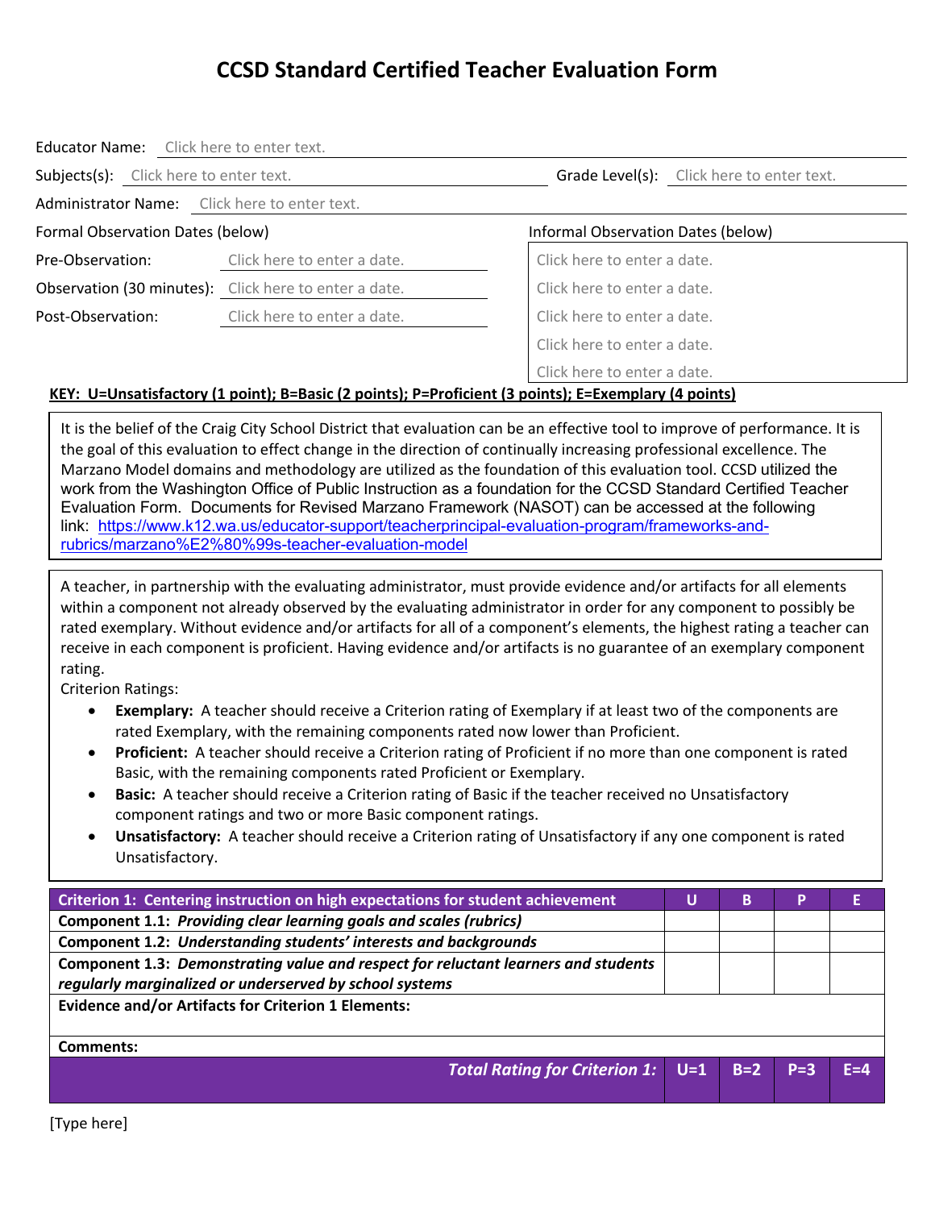# CCSD Standard Certified Teacher Evaluation Form

Educator Name: Click here to enter text.

Subjects(s): Click here to enter text. Grade Level(s): Click here to enter text.

Administrator Name: Click here to enter text.

| Formal Observation Dates (below) | | Informal Observation Dates (below) |
|---|---|---|
| Pre-Observation: | Click here to enter a date. | Click here to enter a date. |
| Observation (30 minutes): | Click here to enter a date. | Click here to enter a date. |
| Post-Observation: | Click here to enter a date. | Click here to enter a date. |
| | | Click here to enter a date. |
| | | Click here to enter a date. |

**KEY: U=Unsatisfactory (1 point); B=Basic (2 points); P=Proficient (3 points); E=Exemplary (4 points)**

It is the belief of the Craig City School District that evaluation can be an effective tool to improve of performance. It is the goal of this evaluation to effect change in the direction of continually increasing professional excellence. The Marzano Model domains and methodology are utilized as the foundation of this evaluation tool. CCSD utilized the work from the Washington Office of Public Instruction as a foundation for the CCSD Standard Certified Teacher Evaluation Form. Documents for Revised Marzano Framework (NASOT) can be accessed at the following link: https://www.k12.wa.us/educator-support/teacherprincipal-evaluation-program/frameworks-and-rubrics/marzano%E2%80%99s-teacher-evaluation-model

A teacher, in partnership with the evaluating administrator, must provide evidence and/or artifacts for all elements within a component not already observed by the evaluating administrator in order for any component to possibly be rated exemplary. Without evidence and/or artifacts for all of a component's elements, the highest rating a teacher can receive in each component is proficient. Having evidence and/or artifacts is no guarantee of an exemplary component rating.

Criterion Ratings:

- **Exemplary:** A teacher should receive a Criterion rating of Exemplary if at least two of the components are rated Exemplary, with the remaining components rated now lower than Proficient.
- **Proficient:** A teacher should receive a Criterion rating of Proficient if no more than one component is rated Basic, with the remaining components rated Proficient or Exemplary.
- **Basic:** A teacher should receive a Criterion rating of Basic if the teacher received no Unsatisfactory component ratings and two or more Basic component ratings.
- **Unsatisfactory:** A teacher should receive a Criterion rating of Unsatisfactory if any one component is rated Unsatisfactory.

| Criterion 1: Centering instruction on high expectations for student achievement | U | B | P | E |
|---|---|---|---|---|
| **Component 1.1:** ***Providing clear learning goals and scales (rubrics)*** | | | | |
| **Component 1.2:** ***Understanding students' interests and backgrounds*** | | | | |
| **Component 1.3:** ***Demonstrating value and respect for reluctant learners and students regularly marginalized or underserved by school systems*** | | | | |
| **Evidence and/or Artifacts for Criterion 1 Elements:** | | | | |
| **Comments:** | | | | |
| ***Total Rating for Criterion 1:*** | U=1 | B=2 | P=3 | E=4 |

[Type here]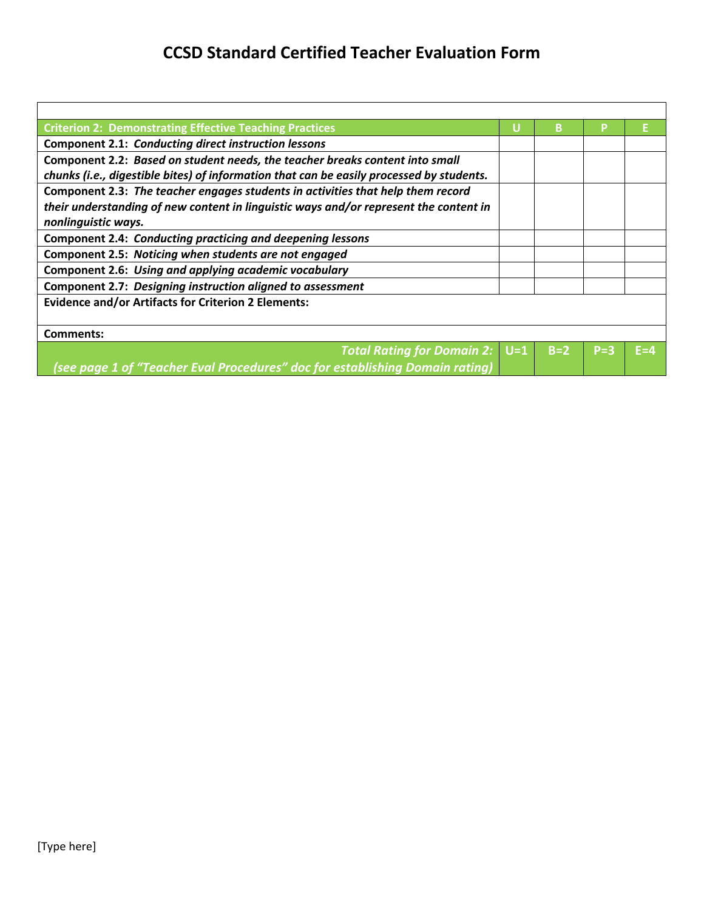# CCSD Standard Certified Teacher Evaluation Form

| | | | | |
|---|---|---|---|---|
| **Criterion 2: Demonstrating Effective Teaching Practices** | **U** | **B** | **P** | **E** |
| **Component 2.1:** ***Conducting direct instruction lessons*** | | | | |
| **Component 2.2:** ***Based on student needs, the teacher breaks content into small chunks (i.e., digestible bites) of information that can be easily processed by students.*** | | | | |
| **Component 2.3:** ***The teacher engages students in activities that help them record their understanding of new content in linguistic ways and/or represent the content in nonlinguistic ways.*** | | | | |
| **Component 2.4:** ***Conducting practicing and deepening lessons*** | | | | |
| **Component 2.5:** ***Noticing when students are not engaged*** | | | | |
| **Component 2.6:** ***Using and applying academic vocabulary*** | | | | |
| **Component 2.7:** ***Designing instruction aligned to assessment*** | | | | |
| **Evidence and/or Artifacts for Criterion 2 Elements:** | | | | |
| **Comments:** | | | | |
| ***Total Rating for Domain 2: (see page 1 of "Teacher Eval Procedures" doc for establishing Domain rating)*** | **U=1** | **B=2** | **P=3** | **E=4** |

[Type here]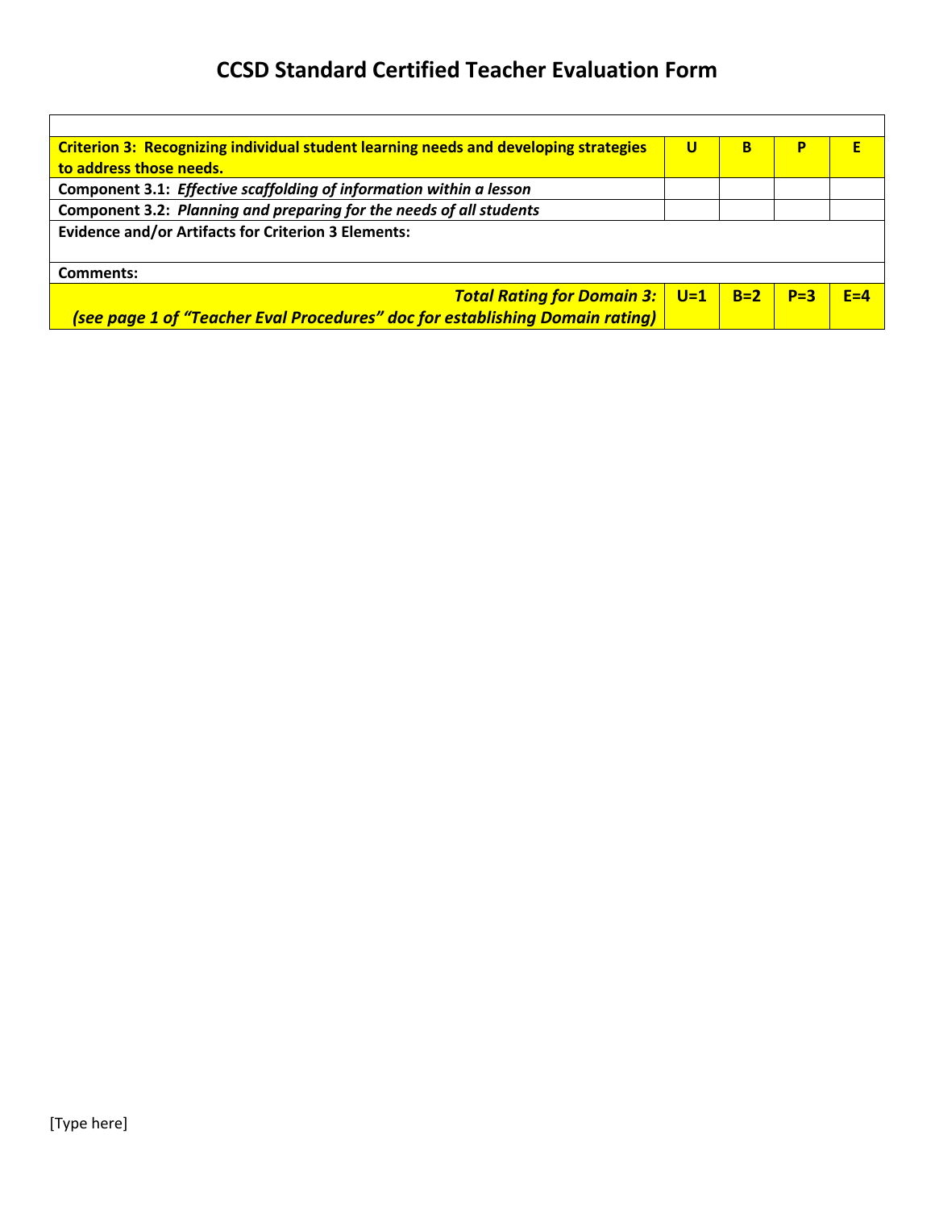# CCSD Standard Certified Teacher Evaluation Form

| | | | | |
|---|---|---|---|---|
| **Criterion 3: Recognizing individual student learning needs and developing strategies to address those needs.** | **U** | **B** | **P** | **E** |
| **Component 3.1:** ***Effective scaffolding of information within a lesson*** | | | | |
| **Component 3.2:** ***Planning and preparing for the needs of all students*** | | | | |
| **Evidence and/or Artifacts for Criterion 3 Elements:** | | | | |
| **Comments:** | | | | |
| ***Total Rating for Domain 3:*** ***(see page 1 of "Teacher Eval Procedures" doc for establishing Domain rating)*** | **U=1** | **B=2** | **P=3** | **E=4** |

[Type here]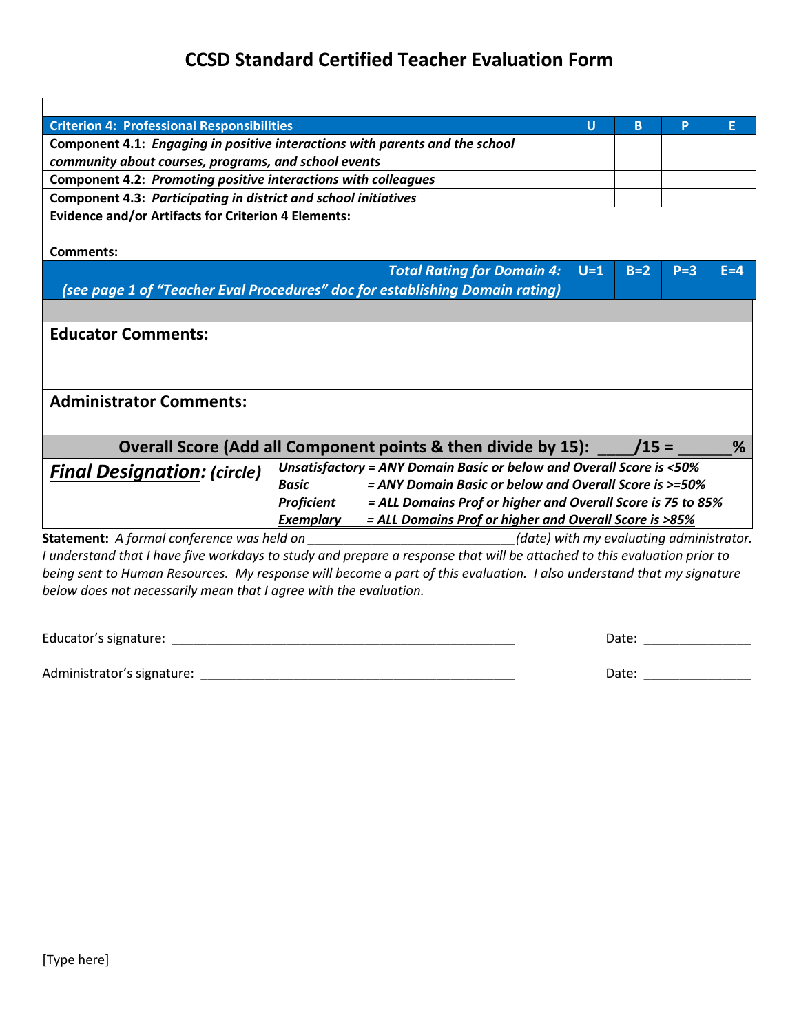# CCSD Standard Certified Teacher Evaluation Form

| Criterion 4: Professional Responsibilities | U | B | P | E |
|---|---|---|---|---|
| **Component 4.1:** ***Engaging in positive interactions with parents and the school community about courses, programs, and school events*** | | | | |
| **Component 4.2:** ***Promoting positive interactions with colleagues*** | | | | |
| **Component 4.3:** ***Participating in district and school initiatives*** | | | | |
| **Evidence and/or Artifacts for Criterion 4 Elements:** | | | | |
| **Comments:** | | | | |
| ***Total Rating for Domain 4:*** ***(see page 1 of "Teacher Eval Procedures" doc for establishing Domain rating)*** | U=1 | B=2 | P=3 | E=4 |

**Educator Comments:**

**Administrator Comments:**

**Overall Score (Add all Component points & then divide by 15): ____/15 = ______%**

| | |
|---|---|
| ***Final Designation:*** ***(circle)*** | ***Unsatisfactory = ANY Domain Basic or below and Overall Score is <50%*** |
| | ***Basic = ANY Domain Basic or below and Overall Score is >=50%*** |
| | ***Proficient = ALL Domains Prof or higher and Overall Score is 75 to 85%*** |
| | ***Exemplary = ALL Domains Prof or higher and Overall Score is >85%*** |

**Statement:** *A formal conference was held on _____________________________(date) with my evaluating administrator. I understand that I have five workdays to study and prepare a response that will be attached to this evaluation prior to being sent to Human Resources. My response will become a part of this evaluation. I also understand that my signature below does not necessarily mean that I agree with the evaluation.*

Educator's signature: __________________________________________________ Date: _______________

Administrator's signature: ______________________________________________ Date: _______________

[Type here]